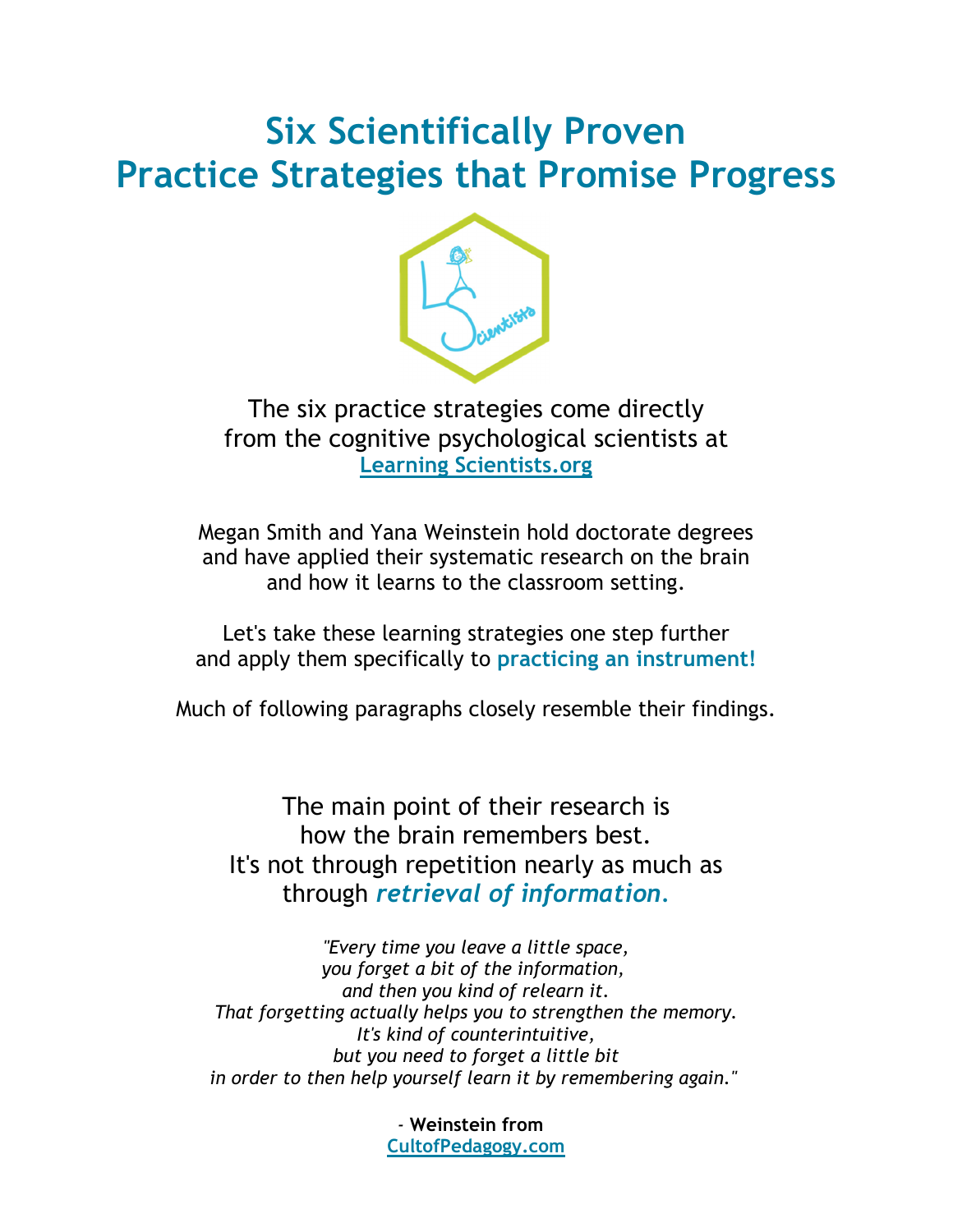# Six Scientifically Proven Practice Strategies that Promise Progress

The six practice strategies come directly from the cognitive psychological scientists at **Learning Scientists.org**

Megan Smith and Yana Weinstein hold doctorate degrees and have applied their systematic research on the brain and how it learns to the classroom setting.

Let's take these learning strategies one step further and apply them specifically to **practicing an instrument!**

Much of following paragraphs closely resemble their findings.

The main point of their research is how the brain remembers best. It's not through repetition nearly as much as through ***retrieval of information.***

*"Every time you leave a little space, you forget a bit of the information, and then you kind of relearn it. That forgetting actually helps you to strengthen the memory. It's kind of counterintuitive, but you need to forget a little bit in order to then help yourself learn it by remembering again."*

\- **Weinstein from CultofPedagogy.com**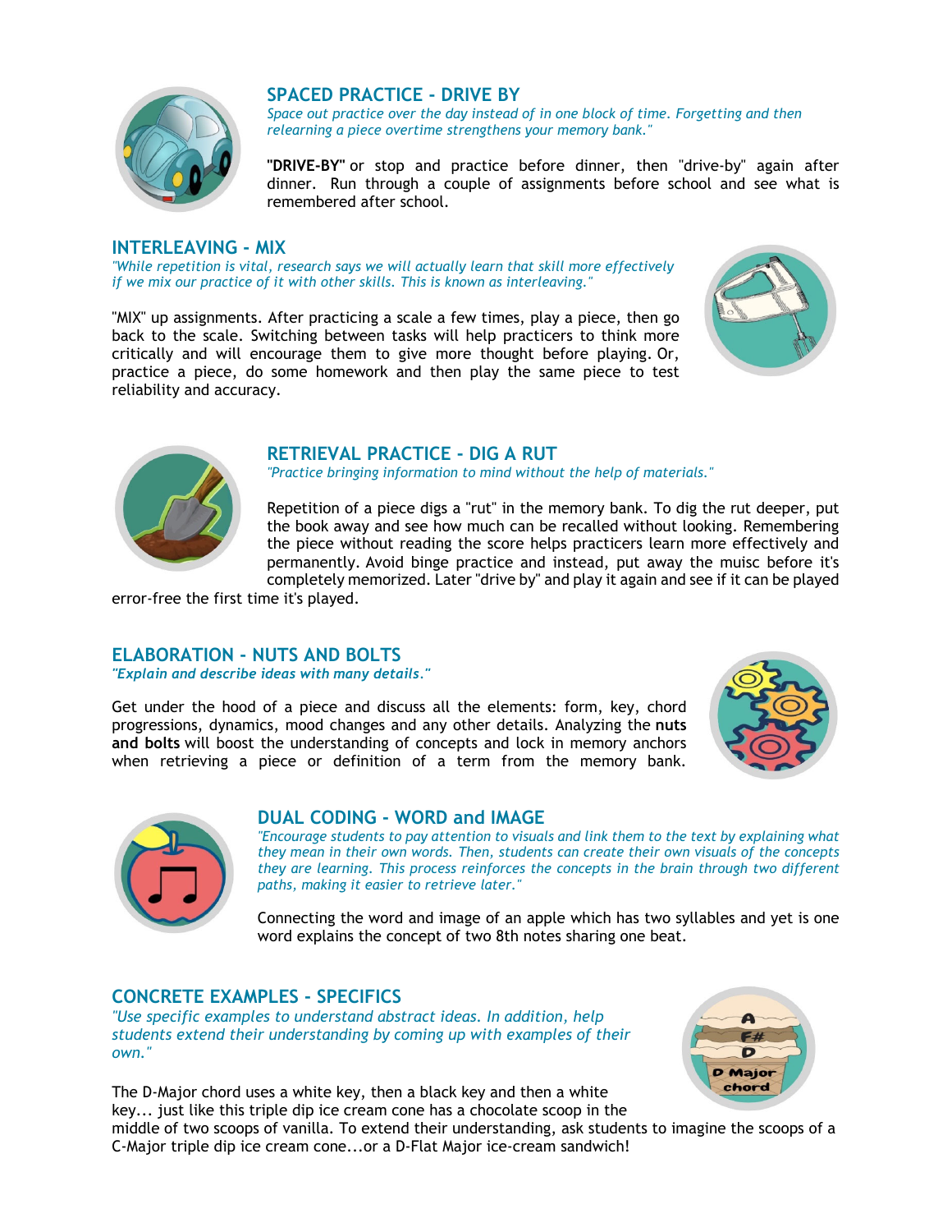## SPACED PRACTICE - DRIVE BY

*Space out practice over the day instead of in one block of time. Forgetting and then relearning a piece overtime strengthens your memory bank."*

**"DRIVE-BY"** or stop and practice before dinner, then "drive-by" again after dinner. Run through a couple of assignments before school and see what is remembered after school.

## INTERLEAVING - MIX

*"While repetition is vital, research says we will actually learn that skill more effectively if we mix our practice of it with other skills. This is known as interleaving."*

"MIX" up assignments. After practicing a scale a few times, play a piece, then go back to the scale. Switching between tasks will help practicers to think more critically and will encourage them to give more thought before playing. Or, practice a piece, do some homework and then play the same piece to test reliability and accuracy.

## RETRIEVAL PRACTICE - DIG A RUT

*"Practice bringing information to mind without the help of materials."*

Repetition of a piece digs a "rut" in the memory bank. To dig the rut deeper, put the book away and see how much can be recalled without looking. Remembering the piece without reading the score helps practicers learn more effectively and permanently. Avoid binge practice and instead, put away the muisc before it's completely memorized. Later "drive by" and play it again and see if it can be played error-free the first time it's played.

## ELABORATION - NUTS AND BOLTS

***"Explain and describe ideas with many details."***

Get under the hood of a piece and discuss all the elements: form, key, chord progressions, dynamics, mood changes and any other details. Analyzing the **nuts and bolts** will boost the understanding of concepts and lock in memory anchors when retrieving a piece or definition of a term from the memory bank.

## DUAL CODING - WORD and IMAGE

*"Encourage students to pay attention to visuals and link them to the text by explaining what they mean in their own words. Then, students can create their own visuals of the concepts they are learning. This process reinforces the concepts in the brain through two different paths, making it easier to retrieve later."*

Connecting the word and image of an apple which has two syllables and yet is one word explains the concept of two 8th notes sharing one beat.

## CONCRETE EXAMPLES - SPECIFICS

*"Use specific examples to understand abstract ideas. In addition, help students extend their understanding by coming up with examples of their own."*

The D-Major chord uses a white key, then a black key and then a white key... just like this triple dip ice cream cone has a chocolate scoop in the middle of two scoops of vanilla. To extend their understanding, ask students to imagine the scoops of a C-Major triple dip ice cream cone...or a D-Flat Major ice-cream sandwich!